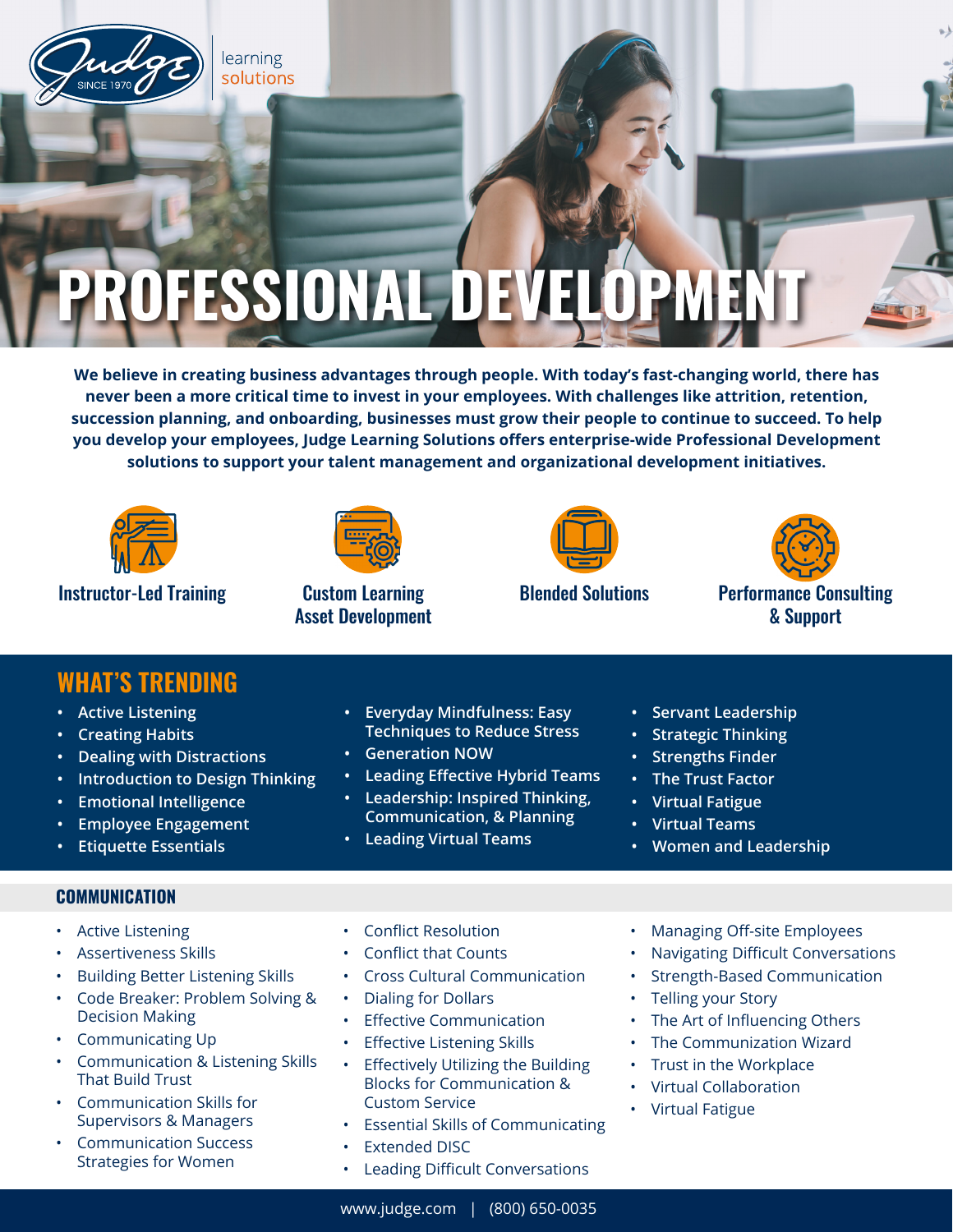Judge SINCE 1970 learning solutions

# PROFESSIONAL DEVELOPMENT

**We believe in creating business advantages through people. With today's fast-changing world, there has never been a more critical time to invest in your employees. With challenges like attrition, retention, succession planning, and onboarding, businesses must grow their people to continue to succeed. To help you develop your employees, Judge Learning Solutions offers enterprise-wide Professional Development solutions to support your talent management and organizational development initiatives.**

- Instructor-Led Training
- Custom Learning Asset Development
- Blended Solutions
- Performance Consulting & Support

## WHAT'S TRENDING

- Active Listening
- Creating Habits
- Dealing with Distractions
- Introduction to Design Thinking
- Emotional Intelligence
- Employee Engagement
- Etiquette Essentials
- Everyday Mindfulness: Easy Techniques to Reduce Stress
- Generation NOW
- Leading Effective Hybrid Teams
- Leadership: Inspired Thinking, Communication, & Planning
- Leading Virtual Teams
- Servant Leadership
- Strategic Thinking
- Strengths Finder
- The Trust Factor
- Virtual Fatigue
- Virtual Teams
- Women and Leadership

## COMMUNICATION

- Active Listening
- Assertiveness Skills
- Building Better Listening Skills
- Code Breaker: Problem Solving & Decision Making
- Communicating Up
- Communication & Listening Skills That Build Trust
- Communication Skills for Supervisors & Managers
- Communication Success Strategies for Women
- Conflict Resolution
- Conflict that Counts
- Cross Cultural Communication
- Dialing for Dollars
- Effective Communication
- Effective Listening Skills
- Effectively Utilizing the Building Blocks for Communication & Custom Service
- Essential Skills of Communicating
- Extended DISC
- Leading Difficult Conversations
- Managing Off-site Employees
- Navigating Difficult Conversations
- Strength-Based Communication
- Telling your Story
- The Art of Influencing Others
- The Communication Wizard
- Trust in the Workplace
- Virtual Collaboration
- Virtual Fatigue

www.judge.com | (800) 650-0035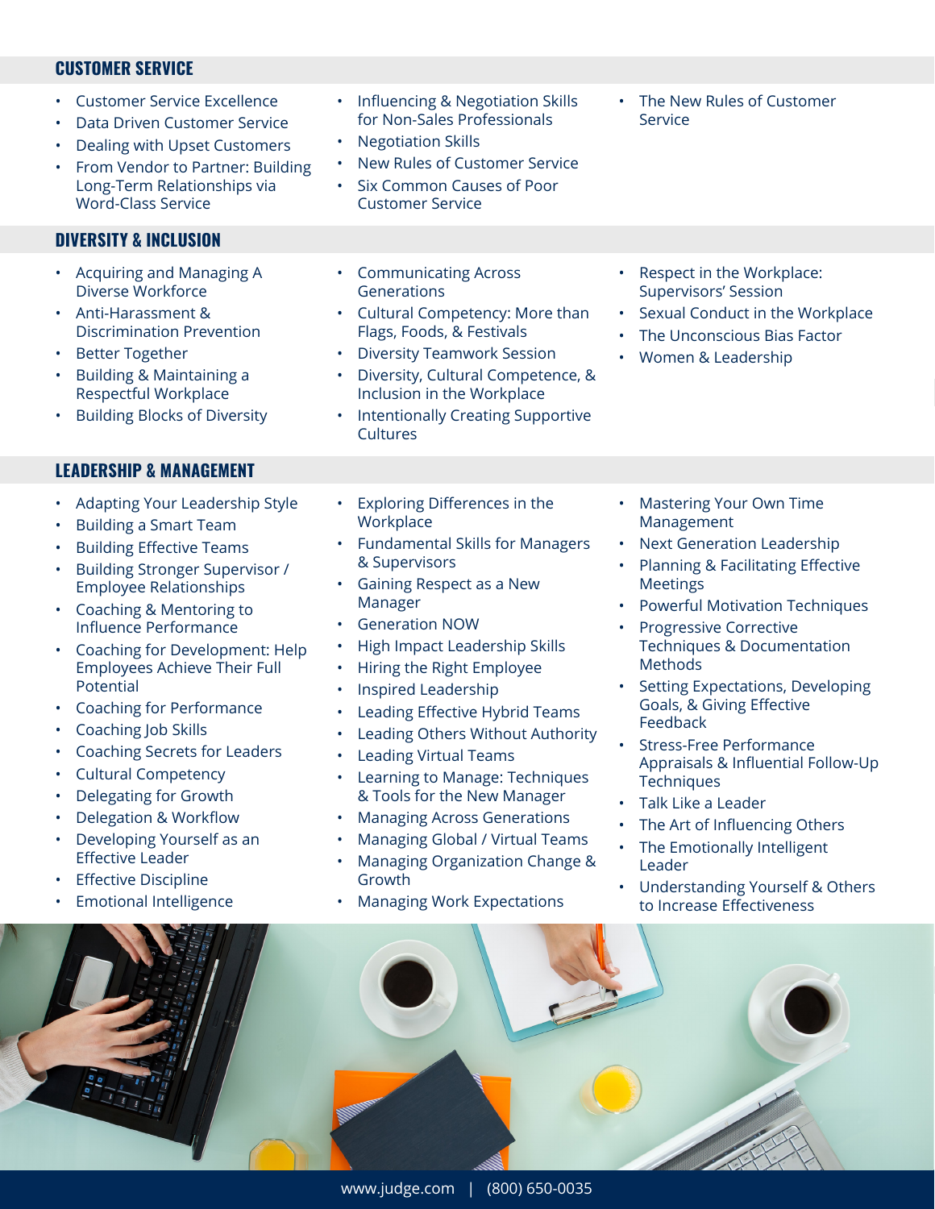## CUSTOMER SERVICE

- Customer Service Excellence
- Data Driven Customer Service
- Dealing with Upset Customers
- From Vendor to Partner: Building Long-Term Relationships via Word-Class Service
- Influencing & Negotiation Skills for Non-Sales Professionals
- Negotiation Skills
- New Rules of Customer Service
- Six Common Causes of Poor Customer Service
- The New Rules of Customer Service

## DIVERSITY & INCLUSION

- Acquiring and Managing A Diverse Workforce
- Anti-Harassment & Discrimination Prevention
- Better Together
- Building & Maintaining a Respectful Workplace
- Building Blocks of Diversity
- Communicating Across Generations
- Cultural Competency: More than Flags, Foods, & Festivals
- Diversity Teamwork Session
- Diversity, Cultural Competence, & Inclusion in the Workplace
- Intentionally Creating Supportive Cultures
- Respect in the Workplace: Supervisors' Session
- Sexual Conduct in the Workplace
- The Unconscious Bias Factor
- Women & Leadership

## LEADERSHIP & MANAGEMENT

- Adapting Your Leadership Style
- Building a Smart Team
- Building Effective Teams
- Building Stronger Supervisor / Employee Relationships
- Coaching & Mentoring to Influence Performance
- Coaching for Development: Help Employees Achieve Their Full Potential
- Coaching for Performance
- Coaching Job Skills
- Coaching Secrets for Leaders
- Cultural Competency
- Delegating for Growth
- Delegation & Workflow
- Developing Yourself as an Effective Leader
- Effective Discipline
- Emotional Intelligence
- Exploring Differences in the Workplace
- Fundamental Skills for Managers & Supervisors
- Gaining Respect as a New Manager
- Generation NOW
- High Impact Leadership Skills
- Hiring the Right Employee
- Inspired Leadership
- Leading Effective Hybrid Teams
- Leading Others Without Authority
- Leading Virtual Teams
- Learning to Manage: Techniques & Tools for the New Manager
- Managing Across Generations
- Managing Global / Virtual Teams
- Managing Organization Change & Growth
- Managing Work Expectations
- Mastering Your Own Time Management
- Next Generation Leadership
- Planning & Facilitating Effective Meetings
- Powerful Motivation Techniques
- Progressive Corrective Techniques & Documentation Methods
- Setting Expectations, Developing Goals, & Giving Effective Feedback
- Stress-Free Performance Appraisals & Influential Follow-Up Techniques
- Talk Like a Leader
- The Art of Influencing Others
- The Emotionally Intelligent Leader
- Understanding Yourself & Others to Increase Effectiveness

www.judge.com | (800) 650-0035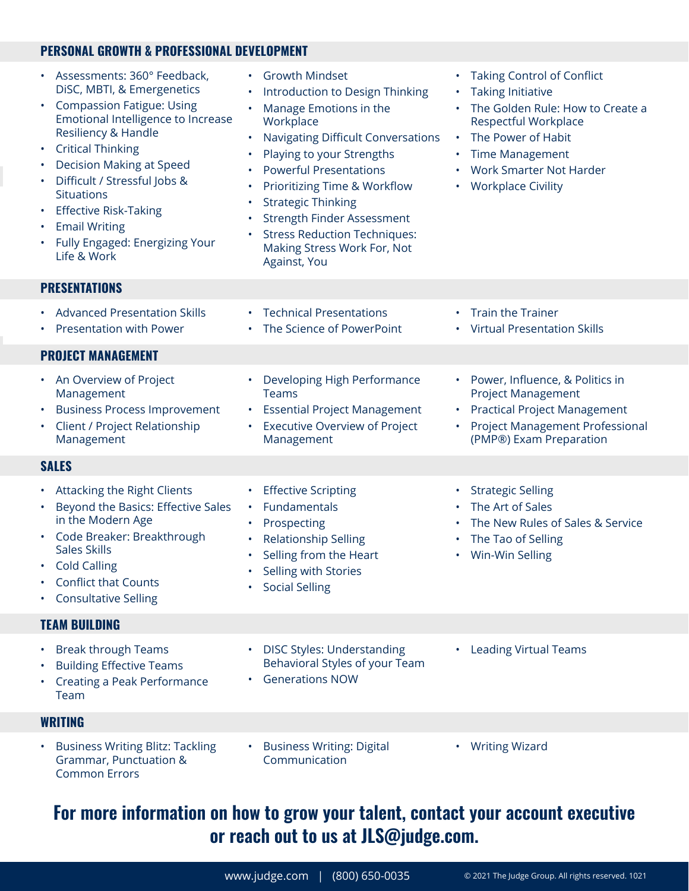## PERSONAL GROWTH & PROFESSIONAL DEVELOPMENT

- Assessments: 360° Feedback, DiSC, MBTI, & Emergenetics
- Compassion Fatigue: Using Emotional Intelligence to Increase Resiliency & Handle
- Critical Thinking
- Decision Making at Speed
- Difficult / Stressful Jobs & Situations
- Effective Risk-Taking
- Email Writing
- Fully Engaged: Energizing Your Life & Work
- Growth Mindset
- Introduction to Design Thinking
- Manage Emotions in the Workplace
- Navigating Difficult Conversations
- Playing to your Strengths
- Powerful Presentations
- Prioritizing Time & Workflow
- Strategic Thinking
- Strength Finder Assessment
- Stress Reduction Techniques: Making Stress Work For, Not Against, You
- Taking Control of Conflict
- Taking Initiative
- The Golden Rule: How to Create a Respectful Workplace
- The Power of Habit
- Time Management
- Work Smarter Not Harder
- Workplace Civility

## PRESENTATIONS

- Advanced Presentation Skills
- Presentation with Power
- Technical Presentations
- The Science of PowerPoint
- Train the Trainer
- Virtual Presentation Skills

## PROJECT MANAGEMENT

- An Overview of Project Management
- Business Process Improvement
- Client / Project Relationship Management
- Developing High Performance Teams
- Essential Project Management
- Executive Overview of Project Management
- Power, Influence, & Politics in Project Management
- Practical Project Management
- Project Management Professional (PMP®) Exam Preparation

## SALES

- Attacking the Right Clients
- Beyond the Basics: Effective Sales in the Modern Age
- Code Breaker: Breakthrough Sales Skills
- Cold Calling
- Conflict that Counts
- Consultative Selling
- Effective Scripting
- Fundamentals
- Prospecting
- Relationship Selling
- Selling from the Heart
- Selling with Stories
- Social Selling
- Strategic Selling
- The Art of Sales
- The New Rules of Sales & Service
- The Tao of Selling
- Win-Win Selling

## TEAM BUILDING

- Break through Teams
- Building Effective Teams
- Creating a Peak Performance Team
- DISC Styles: Understanding Behavioral Styles of your Team
- Generations NOW
- Leading Virtual Teams

## WRITING

- Business Writing Blitz: Tackling Grammar, Punctuation & Common Errors
- Business Writing: Digital Communication
- Writing Wizard

**For more information on how to grow your talent, contact your account executive or reach out to us at JLS@judge.com.**

www.judge.com | (800) 650-0035 © 2021 The Judge Group. All rights reserved. 1021